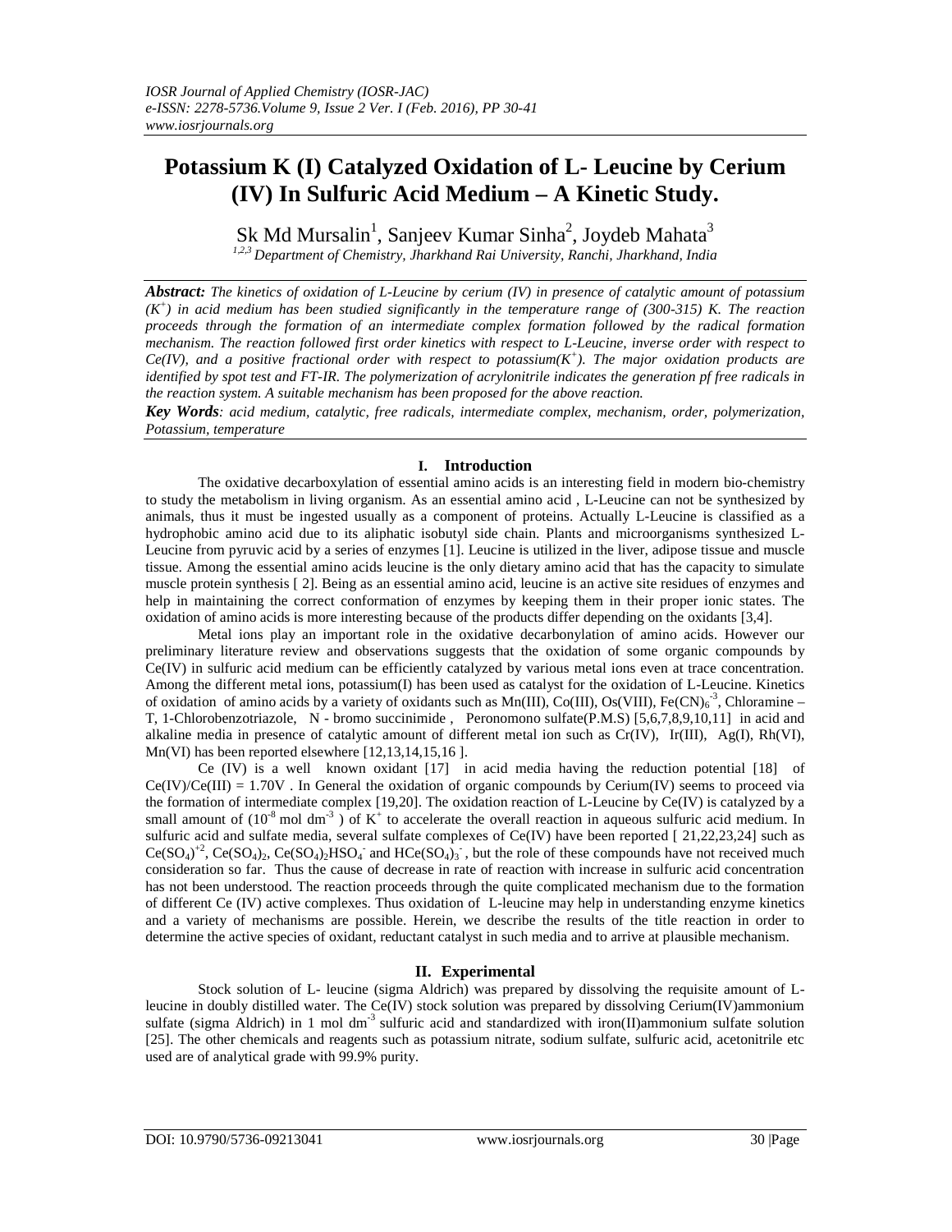# Potassium K (I) Catalyzed Oxidation of L- Leucine by Cerium (IV) In Sulfuric Acid Medium – A Kinetic Study.

Sk Md Mursalin[1], Sanjeev Kumar Sinha[2], Joydeb Mahata[3]

*[1,2,3] Department of Chemistry, Jharkhand Rai University, Ranchi, Jharkhand, India*

***Abstract:*** *The kinetics of oxidation of L-Leucine by cerium (IV) in presence of catalytic amount of potassium ($K^+$) in acid medium has been studied significantly in the temperature range of (300-315) K. The reaction proceeds through the formation of an intermediate complex formation followed by the radical formation mechanism. The reaction followed first order kinetics with respect to L-Leucine, inverse order with respect to Ce(IV), and a positive fractional order with respect to potassium($K^+$). The major oxidation products are identified by spot test and FT-IR. The polymerization of acrylonitrile indicates the generation pf free radicals in the reaction system. A suitable mechanism has been proposed for the above reaction.*

***Key Words****: acid medium, catalytic, free radicals, intermediate complex, mechanism, order, polymerization, Potassium, temperature*

## I. Introduction

The oxidative decarboxylation of essential amino acids is an interesting field in modern bio-chemistry to study the metabolism in living organism. As an essential amino acid , L-Leucine can not be synthesized by animals, thus it must be ingested usually as a component of proteins. Actually L-Leucine is classified as a hydrophobic amino acid due to its aliphatic isobutyl side chain. Plants and microorganisms synthesized L-Leucine from pyruvic acid by a series of enzymes [1]. Leucine is utilized in the liver, adipose tissue and muscle tissue. Among the essential amino acids leucine is the only dietary amino acid that has the capacity to simulate muscle protein synthesis [ 2]. Being as an essential amino acid, leucine is an active site residues of enzymes and help in maintaining the correct conformation of enzymes by keeping them in their proper ionic states. The oxidation of amino acids is more interesting because of the products differ depending on the oxidants [3,4].

Metal ions play an important role in the oxidative decarbonylation of amino acids. However our preliminary literature review and observations suggests that the oxidation of some organic compounds by Ce(IV) in sulfuric acid medium can be efficiently catalyzed by various metal ions even at trace concentration. Among the different metal ions, potassium(I) has been used as catalyst for the oxidation of L-Leucine. Kinetics of oxidation of amino acids by a variety of oxidants such as Mn(III), Co(III), Os(VIII), $Fe(CN)_6^{-3}$, Chloramine – T, 1-Chlorobenzotriazole, N - bromo succinimide , Peronomono sulfate(P.M.S) [5,6,7,8,9,10,11] in acid and alkaline media in presence of catalytic amount of different metal ion such as Cr(IV), Ir(III), Ag(I), Rh(VI), Mn(VI) has been reported elsewhere [12,13,14,15,16 ].

Ce (IV) is a well known oxidant [17] in acid media having the reduction potential [18] of Ce(IV)/Ce(III) = 1.70V . In General the oxidation of organic compounds by Cerium(IV) seems to proceed via the formation of intermediate complex [19,20]. The oxidation reaction of L-Leucine by Ce(IV) is catalyzed by a small amount of ($10^{-8}$ mol $dm^{-3}$ ) of $K^+$ to accelerate the overall reaction in aqueous sulfuric acid medium. In sulfuric acid and sulfate media, several sulfate complexes of Ce(IV) have been reported [ 21,22,23,24] such as $Ce(SO_4)^{+2}$, $Ce(SO_4)_2$, $Ce(SO_4)_2HSO_4^-$ and $HCe(SO_4)_3^-$, but the role of these compounds have not received much consideration so far. Thus the cause of decrease in rate of reaction with increase in sulfuric acid concentration has not been understood. The reaction proceeds through the quite complicated mechanism due to the formation of different Ce (IV) active complexes. Thus oxidation of L-leucine may help in understanding enzyme kinetics and a variety of mechanisms are possible. Herein, we describe the results of the title reaction in order to determine the active species of oxidant, reductant catalyst in such media and to arrive at plausible mechanism.

## II. Experimental

Stock solution of L- leucine (sigma Aldrich) was prepared by dissolving the requisite amount of L-leucine in doubly distilled water. The Ce(IV) stock solution was prepared by dissolving Cerium(IV)ammonium sulfate (sigma Aldrich) in 1 mol $dm^{-3}$ sulfuric acid and standardized with iron(II)ammonium sulfate solution [25]. The other chemicals and reagents such as potassium nitrate, sodium sulfate, sulfuric acid, acetonitrile etc used are of analytical grade with 99.9% purity.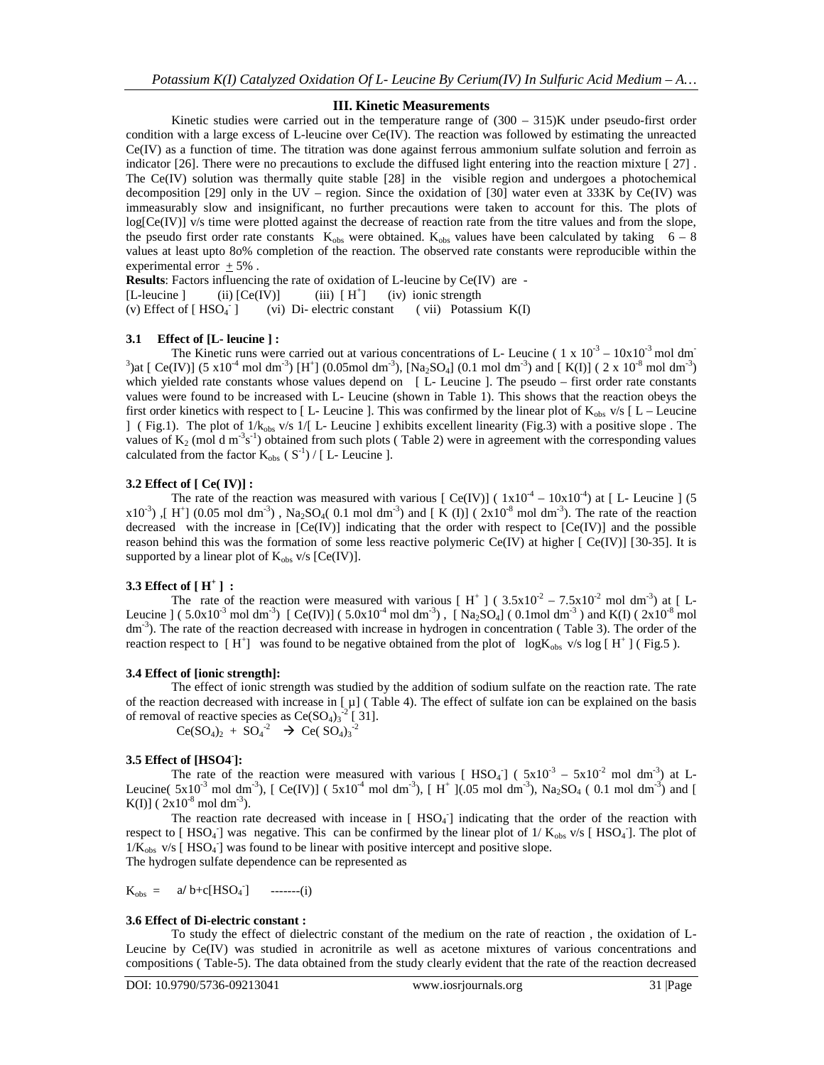## III. Kinetic Measurements

Kinetic studies were carried out in the temperature range of (300 – 315)K under pseudo-first order condition with a large excess of L-leucine over Ce(IV). The reaction was followed by estimating the unreacted Ce(IV) as a function of time. The titration was done against ferrous ammonium sulfate solution and ferroin as indicator [26]. There were no precautions to exclude the diffused light entering into the reaction mixture [ 27] . The Ce(IV) solution was thermally quite stable [28] in the visible region and undergoes a photochemical decomposition [29] only in the UV – region. Since the oxidation of [30] water even at 333K by Ce(IV) was immeasurably slow and insignificant, no further precautions were taken to account for this. The plots of log[Ce(IV)] v/s time were plotted against the decrease of reaction rate from the titre values and from the slope, the pseudo first order rate constants $K_{obs}$ were obtained. $K_{obs}$ values have been calculated by taking 6 – 8 values at least upto 8o% completion of the reaction. The observed rate constants were reproducible within the experimental error ± 5% .

**Results**: Factors influencing the rate of oxidation of L-leucine by Ce(IV) are -

[L-leucine ] (ii) [Ce(IV)] (iii) [ $H^+$] (iv) ionic strength
(v) Effect of [ $HSO_4^-$ ] (vi) Di- electric constant ( vii) Potassium K(I)

### 3.1 Effect of [L- leucine ] :

The Kinetic runs were carried out at various concentrations of L- Leucine ( $1 \times 10^{-3} – 10 \times 10^{-3}$ mol $dm^{-3}$)at [ Ce(IV)] ($5 \times 10^{-4}$ mol $dm^{-3}$) [$H^+$] (0.05mol $dm^{-3}$), [$Na_2SO_4$] (0.1 mol $dm^{-3}$) and [ K(I)] ( $2 \times 10^{-8}$ mol $dm^{-3}$) which yielded rate constants whose values depend on [ L- Leucine ]. The pseudo – first order rate constants values were found to be increased with L- Leucine (shown in Table 1). This shows that the reaction obeys the first order kinetics with respect to [ L- Leucine ]. This was confirmed by the linear plot of $K_{obs}$ v/s [ L – Leucine ] ( Fig.1). The plot of $1/k_{obs}$ v/s 1/[ L- Leucine ] exhibits excellent linearity (Fig.3) with a positive slope . The values of $K_2$ (mol d $m^{-3}s^{-1}$) obtained from such plots ( Table 2) were in agreement with the corresponding values calculated from the factor $K_{obs}$ ( $S^{-1}$) / [ L- Leucine ].

### 3.2 Effect of [ Ce( IV)] :

The rate of the reaction was measured with various [ Ce(IV)] ( $1 \times 10^{-4} – 10 \times 10^{-4}$) at [ L- Leucine ] ($5 \times 10^{-3}$) ,[ $H^+$] (0.05 mol $dm^{-3}$) , $Na_2SO_4$( 0.1 mol $dm^{-3}$) and [ K (I)] ( $2 \times 10^{-8}$ mol $dm^{-3}$). The rate of the reaction decreased with the increase in [Ce(IV)] indicating that the order with respect to [Ce(IV)] and the possible reason behind this was the formation of some less reactive polymeric Ce(IV) at higher [ Ce(IV)] [30-35]. It is supported by a linear plot of $K_{obs}$ v/s [Ce(IV)].

### 3.3 Effect of [ $H^+$ ] :

The rate of the reaction were measured with various [ $H^+$ ] ( $3.5 \times 10^{-2} – 7.5 \times 10^{-2}$ mol $dm^{-3}$) at [ L-Leucine ] ( $5.0 \times 10^{-3}$ mol $dm^{-3}$) [ Ce(IV)] ( $5.0 \times 10^{-4}$ mol $dm^{-3}$) , [ $Na_2SO_4$] ( 0.1mol $dm^{-3}$ ) and K(I) ( $2 \times 10^{-8}$ mol $dm^{-3}$). The rate of the reaction decreased with increase in hydrogen in concentration ( Table 3). The order of the reaction respect to [ $H^+$] was found to be negative obtained from the plot of $\log K_{obs}$ v/s log [ $H^+$ ] ( Fig.5 ).

### 3.4 Effect of [ionic strength]:

The effect of ionic strength was studied by the addition of sodium sulfate on the reaction rate. The rate of the reaction decreased with increase in [ μ] ( Table 4). The effect of sulfate ion can be explained on the basis of removal of reactive species as $Ce(SO_4)_3^{-2}$ [ 31].

$$Ce(SO_4)_2 + SO_4^{-2} \rightarrow Ce(SO_4)_3^{-2}$$

### 3.5 Effect of [$HSO_4^-$]:

The rate of the reaction were measured with various [ $HSO_4^-$] ( $5 \times 10^{-3} – 5 \times 10^{-2}$ mol $dm^{-3}$) at L-Leucine( $5 \times 10^{-3}$ mol $dm^{-3}$), [ Ce(IV)] ( $5 \times 10^{-4}$ mol $dm^{-3}$), [ $H^+$ ](.05 mol $dm^{-3}$), $Na_2SO_4$ ( 0.1 mol $dm^{-3}$) and [ K(I)] ( $2 \times 10^{-8}$ mol $dm^{-3}$).

The reaction rate decreased with incease in [ $HSO_4^-$] indicating that the order of the reaction with respect to [ $HSO_4^-$] was negative. This can be confirmed by the linear plot of $1/K_{obs}$ v/s [ $HSO_4^-$]. The plot of $1/K_{obs}$ v/s [ $HSO_4^-$] was found to be linear with positive intercept and positive slope.

The hydrogen sulfate dependence can be represented as

$$K_{obs} = a/ b+c[HSO_4^-] \quad \text{-------(i)}$$

### 3.6 Effect of Di-electric constant :

To study the effect of dielectric constant of the medium on the rate of reaction , the oxidation of L-Leucine by Ce(IV) was studied in acronitrile as well as acetone mixtures of various concentrations and compositions ( Table-5). The data obtained from the study clearly evident that the rate of the reaction decreased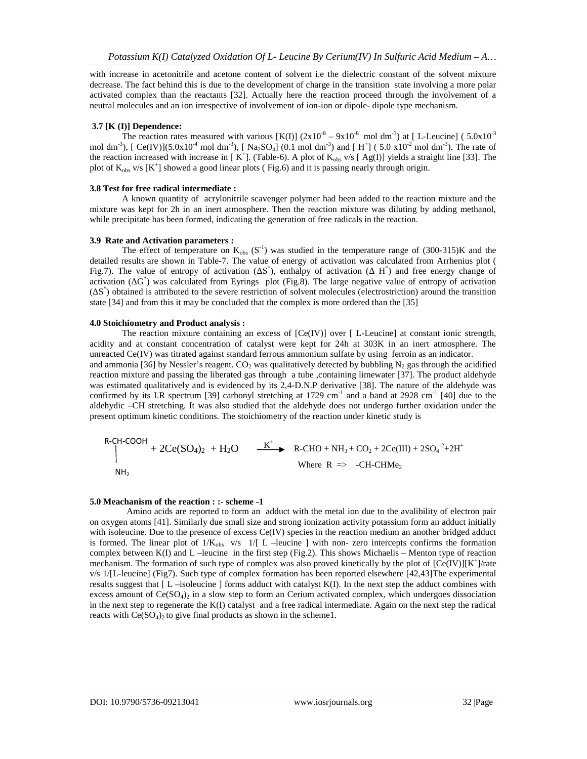with increase in acetonitrile and acetone content of solvent i.e the dielectric constant of the solvent mixture decrease. The fact behind this is due to the development of charge in the transition state involving a more polar activated complex than the reactants [32]. Actually here the reaction proceed through the involvement of a neutral molecules and an ion irrespective of involvement of ion-ion or dipole- dipole type mechanism.

### 3.7 [K (I)] Dependence:

The reaction rates measured with various [K(I)] ($2x10^{-8}$ – $9x10^{-8}$ mol $dm^{-3}$) at [ L-Leucine] ( $5.0x10^{-3}$ mol $dm^{-3}$), [ Ce(IV)]($5.0x10^{-4}$ mol $dm^{-3}$), [ $Na_2SO_4$] (0.1 mol $dm^{-3}$) and [ $H^+$] ( 5.0 $x10^{-2}$ mol $dm^{-3}$). The rate of the reaction increased with increase in [ $K^+$]. (Table-6). A plot of $K_{obs}$ v/s [ Ag(I)] yields a straight line [33]. The plot of $K_{obs}$ v/s [$K^+$] showed a good linear plots ( Fig.6) and it is passing nearly through origin.

### 3.8 Test for free radical intermediate :

A known quantity of acrylonitrile scavenger polymer had been added to the reaction mixture and the mixture was kept for 2h in an inert atmosphere. Then the reaction mixture was diluting by adding methanol, while precipitate has been formed, indicating the generation of free radicals in the reaction.

### 3.9 Rate and Activation parameters :

The effect of temperature on $K_{obs}$ ($S^{-1}$) was studied in the temperature range of (300-315)K and the detailed results are shown in Table-7. The value of energy of activation was calculated from Arrhenius plot ( Fig.7). The value of entropy of activation ($\Delta S^*$), enthalpy of activation ($\Delta H^*$) and free energy change of activation ($\Delta G^*$) was calculated from Eyrings plot (Fig.8). The large negative value of entropy of activation ($\Delta S^*$) obtained is attributed to the severe restriction of solvent molecules (electrostriction) around the transition state [34] and from this it may be concluded that the complex is more ordered than the [35]

### 4.0 Stoichiometry and Product analysis :

The reaction mixture containing an excess of [Ce(IV)] over [ L-Leucine] at constant ionic strength, acidity and at constant concentration of catalyst were kept for 24h at 303K in an inert atmosphere. The unreacted Ce(IV) was titrated against standard ferrous ammonium sulfate by using ferroin as an indicator.
and ammonia [36] by Nessler's reagent. $CO_2$ was qualitatively detected by bubbling $N_2$ gas through the acidified reaction mixture and passing the liberated gas through a tube ,containing limewater [37]. The product aldehyde was estimated qualitatively and is evidenced by its 2,4-D.N.P derivative [38]. The nature of the aldehyde was confirmed by its I.R spectrum [39] carbonyl stretching at 1729 $cm^{-1}$ and a band at 2928 $cm^{-1}$ [40] due to the aldehydic –CH stretching. It was also studied that the aldehyde does not undergo further oxidation under the present optimum kinetic conditions. The stoichiometry of the reaction under kinetic study is

$$\underset{NH_2}{\underset{|}{R\text{-}CH\text{-}COOH}} + 2Ce(SO_4)_2 + H_2O \xrightarrow{K^+} R\text{-}CHO + NH_3 + CO_2 + 2Ce(III) + 2SO_4^{-2} + 2H^+$$

Where R => $-CH\text{-}CHMe_2$

### 5.0 Meachanism of the reaction : :- scheme -1

Amino acids are reported to form an adduct with the metal ion due to the avalibility of electron pair on oxygen atoms [41]. Similarly due small size and strong ionization activity potassium form an adduct initially with isoleucine. Due to the presence of excess Ce(IV) species in the reaction medium an another bridged adduct is formed. The linear plot of $1/K_{obs}$ v/s 1/[ L –leucine ] with non- zero intercepts confirms the formation complex between K(I) and L –leucine in the first step (Fig.2). This shows Michaelis – Menton type of reaction mechanism. The formation of such type of complex was also proved kinetically by the plot of [Ce(IV)][$K^+$]/rate v/s 1/[L-leucine] (Fig7). Such type of complex formation has been reported elsewhere [42,43]The experimental results suggest that [ L –isoleucine ] forms adduct with catalyst K(I). In the next step the adduct combines with excess amount of $Ce(SO_4)_2$ in a slow step to form an Cerium activated complex, which undergoes dissociation in the next step to regenerate the K(I) catalyst and a free radical intermediate. Again on the next step the radical reacts with $Ce(SO_4)_2$ to give final products as shown in the scheme1.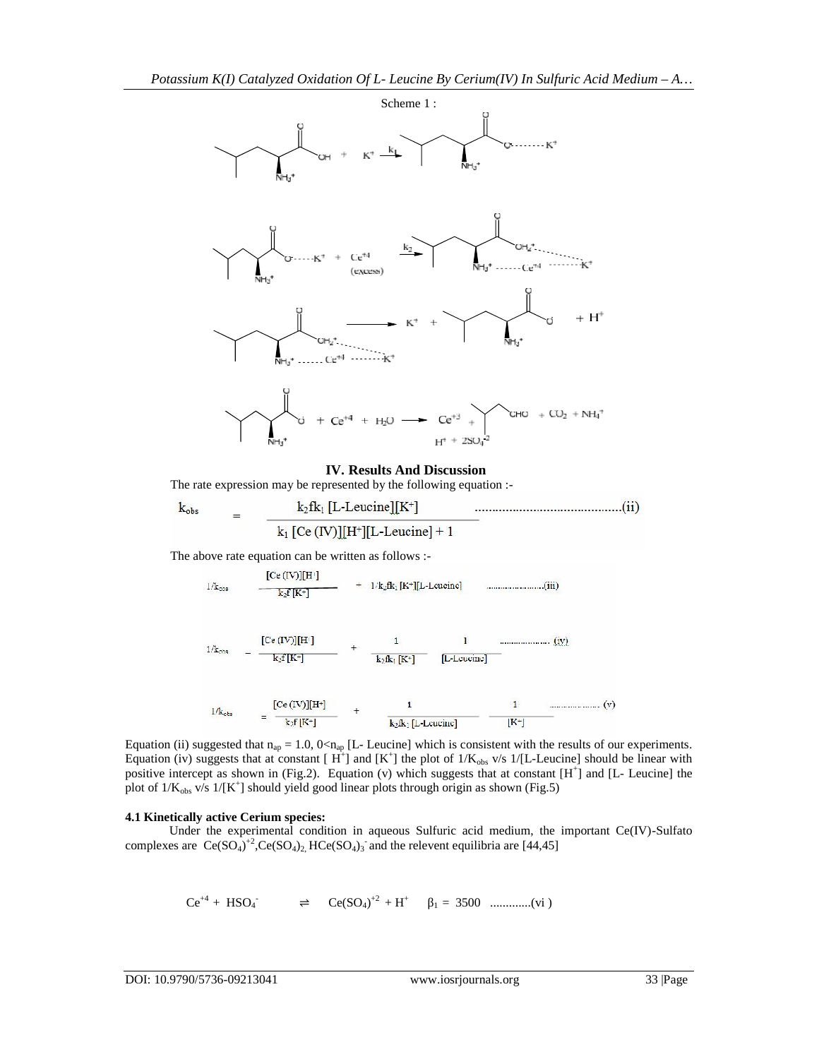Scheme 1 :

## IV. Results And Discussion

The rate expression may be represented by the following equation :-

$$k_{obs} = \frac{k_2 f k_1 [\text{L-Leucine}][K^+]}{k_1 [\text{Ce (IV)}][H^+][\text{L-Leucine}] + 1} \quad \text{.......(ii)}$$

The above rate equation can be written as follows :-

$$1/k_{obs} = \frac{[\text{Ce (IV)}][H^+]}{k_2 f [K^+]} + 1/k_2 f k_1 [K^+][\text{L-Leucine}] \quad \text{.......(iii)}$$

$$1/k_{obs} = \frac{[\text{Ce (IV)}][H^+]}{k_2 f [K^+]} + \frac{1}{k_2 f k_1 [K^+]} \cdot \frac{1}{[\text{L-Leucine}]} \quad \text{.......(iv)}$$

$$1/k_{obs} = \frac{[\text{Ce (IV)}][H^+]}{k_2 f [K^+]} + \frac{1}{k_2 f k_1 [\text{L-Leucine}]} \cdot \frac{1}{[K^+]} \quad \text{.......(v)}$$

Equation (ii) suggested that $n_{ap} = 1.0$, $0 < n_{ap}$ [L- Leucine] which is consistent with the results of our experiments. Equation (iv) suggests that at constant [ $H^+$] and [$K^+$] the plot of $1/K_{obs}$ v/s 1/[L-Leucine] should be linear with positive intercept as shown in (Fig.2). Equation (v) which suggests that at constant [$H^+$] and [L- Leucine] the plot of $1/K_{obs}$ v/s $1/[K^+]$ should yield good linear plots through origin as shown (Fig.5)

### 4.1 Kinetically active Cerium species:

Under the experimental condition in aqueous Sulfuric acid medium, the important Ce(IV)-Sulfato complexes are $Ce(SO_4)^{+2}$, $Ce(SO_4)_2$, $HCe(SO_4)_3^-$ and the relevent equilibria are [44,45]

$$Ce^{+4} + HSO_4^- \rightleftharpoons Ce(SO_4)^{+2} + H^+ \quad \beta_1 = 3500 \quad \text{.............(vi)}$$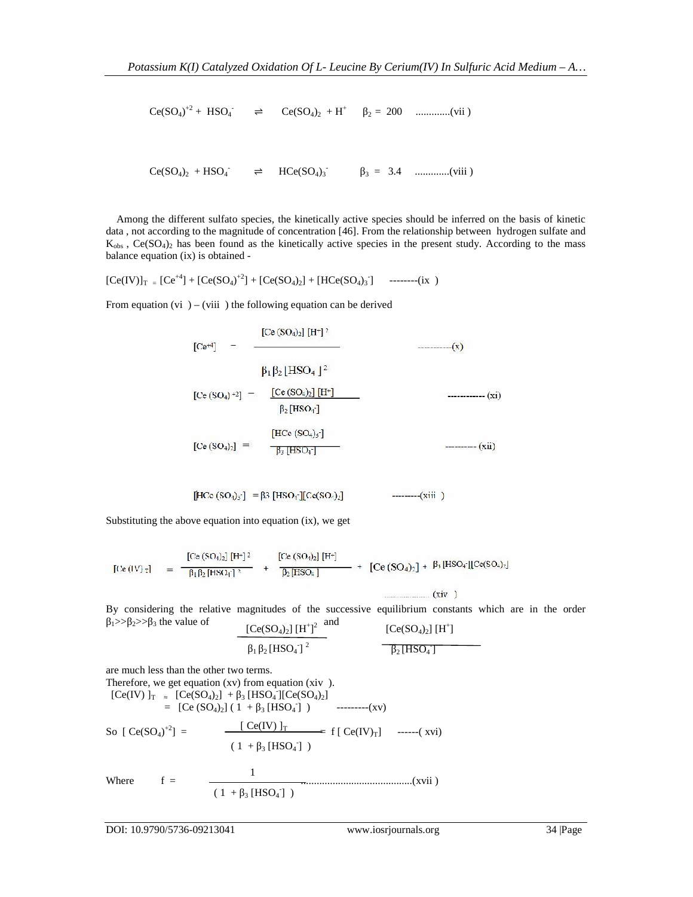$$Ce(SO_4)^{+2} + HSO_4^- \rightleftharpoons Ce(SO_4)_2 + H^+ \quad \beta_2 = 200 \quad ............(vii)$$

$$Ce(SO_4)_2 + HSO_4^- \rightleftharpoons HCe(SO_4)_3^- \quad \beta_3 = 3.4 \quad ............(viii)$$

Among the different sulfato species, the kinetically active species should be inferred on the basis of kinetic data , not according to the magnitude of concentration [46]. From the relationship between hydrogen sulfate and $K_{obs}$ , $Ce(SO_4)_2$ has been found as the kinetically active species in the present study. According to the mass balance equation (ix) is obtained -

$$[Ce(IV)]_T = [Ce^{+4}] + [Ce(SO_4)^{+2}] + [Ce(SO_4)_2] + [HCe(SO_4)_3^-] \quad --------(ix)$$

From equation (vi ) – (viii ) the following equation can be derived

$$[Ce^{+4}] = \frac{[Ce(SO_4)_2][H^+]^2}{\beta_1 \beta_2 [HSO_4^-]^2} \quad ------------(x)$$

$$[Ce(SO_4)^{+2}] = \frac{[Ce(SO_4)_2][H^+]}{\beta_2 [HSO_4^-]} \quad ------------(xi)$$

$$[Ce(SO_4)_2] = \frac{[HCe(SO_4)_3^-]}{\beta_3 [HSO_4^-]} \quad ----------(xii)$$

$$[HCe(SO_4)_3^-] = \beta_3 [HSO_4^-][Ce(SO_4)_2] \quad ---------(xiii)$$

Substituting the above equation into equation (ix), we get

$$[Ce(IV)_T] = \frac{[Ce(SO_4)_2][H^+]^2}{\beta_1 \beta_2 [HSO_4^-]^2} + \frac{[Ce(SO_4)_2][H^+]}{\beta_2 [HSO_4^-]} + [Ce(SO_4)_2] + \beta_3 [HSO_4^-][Ce(SO_4)_2] \quad ..................(xiv)$$

By considering the relative magnitudes of the successive equilibrium constants which are in the order $\beta_1 >> \beta_2 >> \beta_3$ the value of $\frac{[Ce(SO_4)_2][H^+]^2}{\beta_1 \beta_2 [HSO_4^-]^2}$ and $\frac{[Ce(SO_4)_2][H^+]}{\beta_2 [HSO_4^-]}$ are much less than the other two terms.

Therefore, we get equation (xv) from equation (xiv ).

$$[Ce(IV)]_T \approx [Ce(SO_4)_2] + \beta_3 [HSO_4^-][Ce(SO_4)_2]$$
$$= [Ce(SO_4)_2](1 + \beta_3 [HSO_4^-]) \quad ---------(xv)$$

$$\text{So } [Ce(SO_4)^{+2}] = \frac{[Ce(IV)]_T}{(1 + \beta_3 [HSO_4^-])} = f[Ce(IV)_T] \quad ------(xvi)$$

$$\text{Where} \quad f = \frac{1}{(1 + \beta_3 [HSO_4^-])} \quad ..........................................(xvii)$$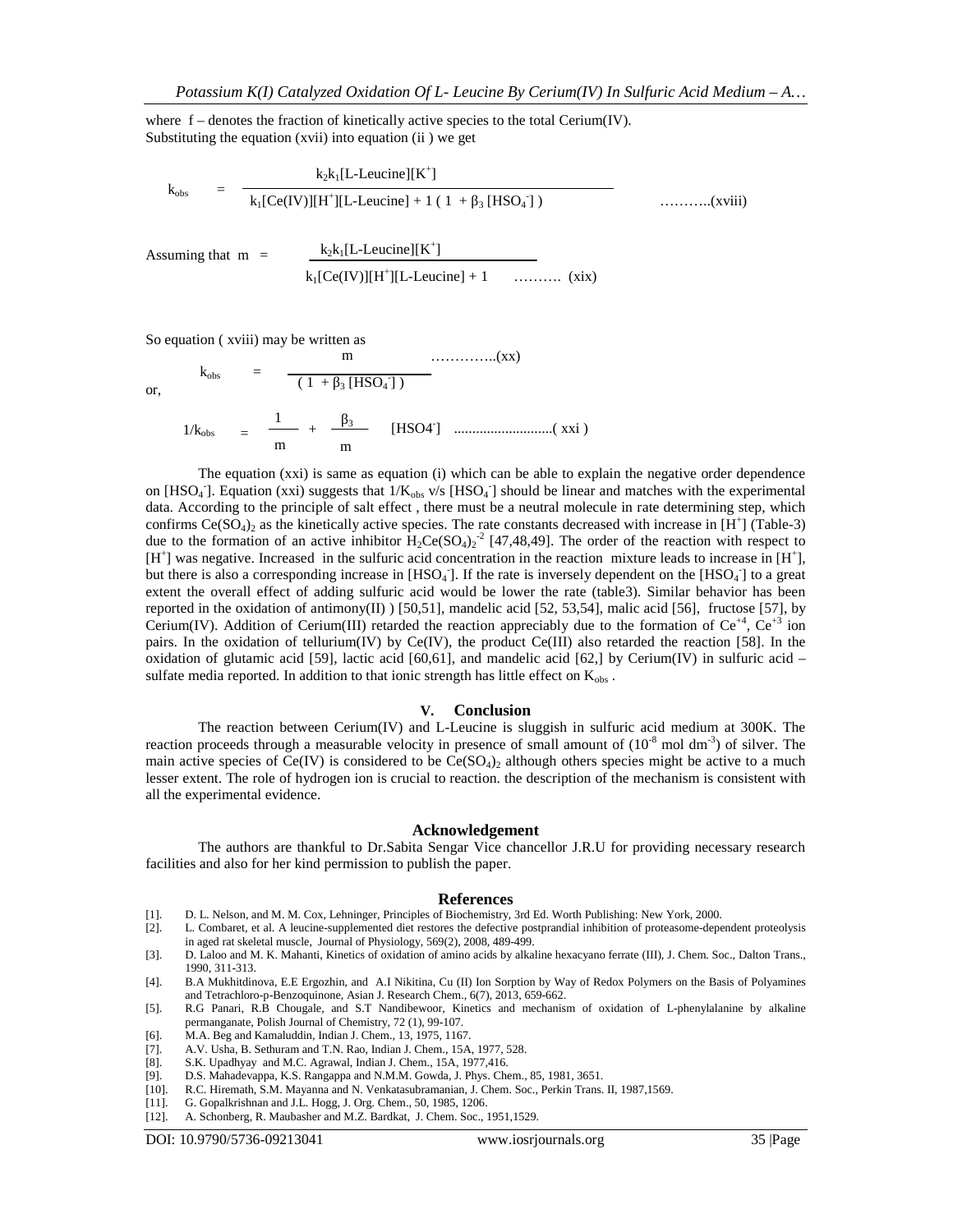where f – denotes the fraction of kinetically active species to the total Cerium(IV).
Substituting the equation (xvii) into equation (ii ) we get

$$k_{obs} = \frac{k_2 k_1[\text{L-Leucine}][K^+]}{k_1[Ce(IV)][H^+][\text{L-Leucine}] + 1\,(1 + \beta_3\,[HSO_4^-])} \quad \text{………..(xviii)}$$

Assuming that

$$m = \frac{k_2 k_1[\text{L-Leucine}][K^+]}{k_1[Ce(IV)][H^+][\text{L-Leucine}] + 1} \quad \text{………. (xix)}$$

So equation ( xviii) may be written as

$$k_{obs} = \frac{m}{(1 + \beta_3\,[HSO_4^-])} \quad \text{…………..(xx)}$$

or,

$$1/k_{obs} = \frac{1}{m} + \frac{\beta_3}{m}\,[HSO4^-] \quad \text{..........................( xxi )}$$

The equation (xxi) is same as equation (i) which can be able to explain the negative order dependence on $[HSO_4^-]$. Equation (xxi) suggests that $1/K_{obs}$ v/s $[HSO_4^-]$ should be linear and matches with the experimental data. According to the principle of salt effect , there must be a neutral molecule in rate determining step, which confirms $Ce(SO_4)_2$ as the kinetically active species. The rate constants decreased with increase in $[H^+]$ (Table-3) due to the formation of an active inhibitor $H_2Ce(SO_4)_2^{-2}$ [47,48,49]. The order of the reaction with respect to $[H^+]$ was negative. Increased in the sulfuric acid concentration in the reaction mixture leads to increase in $[H^+]$, but there is also a corresponding increase in $[HSO_4^-]$. If the rate is inversely dependent on the $[HSO_4^-]$ to a great extent the overall effect of adding sulfuric acid would be lower the rate (table3). Similar behavior has been reported in the oxidation of antimony(II) ) [50,51], mandelic acid [52, 53,54], malic acid [56], fructose [57], by Cerium(IV). Addition of Cerium(III) retarded the reaction appreciably due to the formation of $Ce^{+4}$, $Ce^{+3}$ ion pairs. In the oxidation of tellurium(IV) by Ce(IV), the product Ce(III) also retarded the reaction [58]. In the oxidation of glutamic acid [59], lactic acid [60,61], and mandelic acid [62,] by Cerium(IV) in sulfuric acid – sulfate media reported. In addition to that ionic strength has little effect on $K_{obs}$ .

## V. Conclusion

The reaction between Cerium(IV) and L-Leucine is sluggish in sulfuric acid medium at 300K. The reaction proceeds through a measurable velocity in presence of small amount of ($10^{-8}$ mol $dm^{-3}$) of silver. The main active species of Ce(IV) is considered to be $Ce(SO_4)_2$ although others species might be active to a much lesser extent. The role of hydrogen ion is crucial to reaction. the description of the mechanism is consistent with all the experimental evidence.

## Acknowledgement

The authors are thankful to Dr.Sabita Sengar Vice chancellor J.R.U for providing necessary research facilities and also for her kind permission to publish the paper.

## References

[1]. D. L. Nelson, and M. M. Cox, Lehninger, Principles of Biochemistry, 3rd Ed. Worth Publishing: New York, 2000.
[2]. L. Combaret, et al. A leucine-supplemented diet restores the defective postprandial inhibition of proteasome-dependent proteolysis in aged rat skeletal muscle, Journal of Physiology, 569(2), 2008, 489-499.
[3]. D. Laloo and M. K. Mahanti, Kinetics of oxidation of amino acids by alkaline hexacyano ferrate (III), J. Chem. Soc., Dalton Trans., 1990, 311-313.
[4]. B.A Mukhitdinova, E.E Ergozhin, and A.I Nikitina, Cu (II) Ion Sorption by Way of Redox Polymers on the Basis of Polyamines and Tetrachloro-p-Benzoquinone, Asian J. Research Chem., 6(7), 2013, 659-662.
[5]. R.G Panari, R.B Chougale, and S.T Nandibewoor, Kinetics and mechanism of oxidation of L-phenylalanine by alkaline permanganate, Polish Journal of Chemistry, 72 (1), 99-107.
[6]. M.A. Beg and Kamaluddin, Indian J. Chem., 13, 1975, 1167.
[7]. A.V. Usha, B. Sethuram and T.N. Rao, Indian J. Chem., 15A, 1977, 528.
[8]. S.K. Upadhyay and M.C. Agrawal, Indian J. Chem., 15A, 1977,416.
[9]. D.S. Mahadevappa, K.S. Rangappa and N.M.M. Gowda, J. Phys. Chem., 85, 1981, 3651.
[10]. R.C. Hiremath, S.M. Mayanna and N. Venkatasubramanian, J. Chem. Soc., Perkin Trans. II, 1987,1569.
[11]. G. Gopalkrishnan and J.L. Hogg, J. Org. Chem., 50, 1985, 1206.
[12]. A. Schonberg, R. Maubasher and M.Z. Bardkat, J. Chem. Soc., 1951,1529.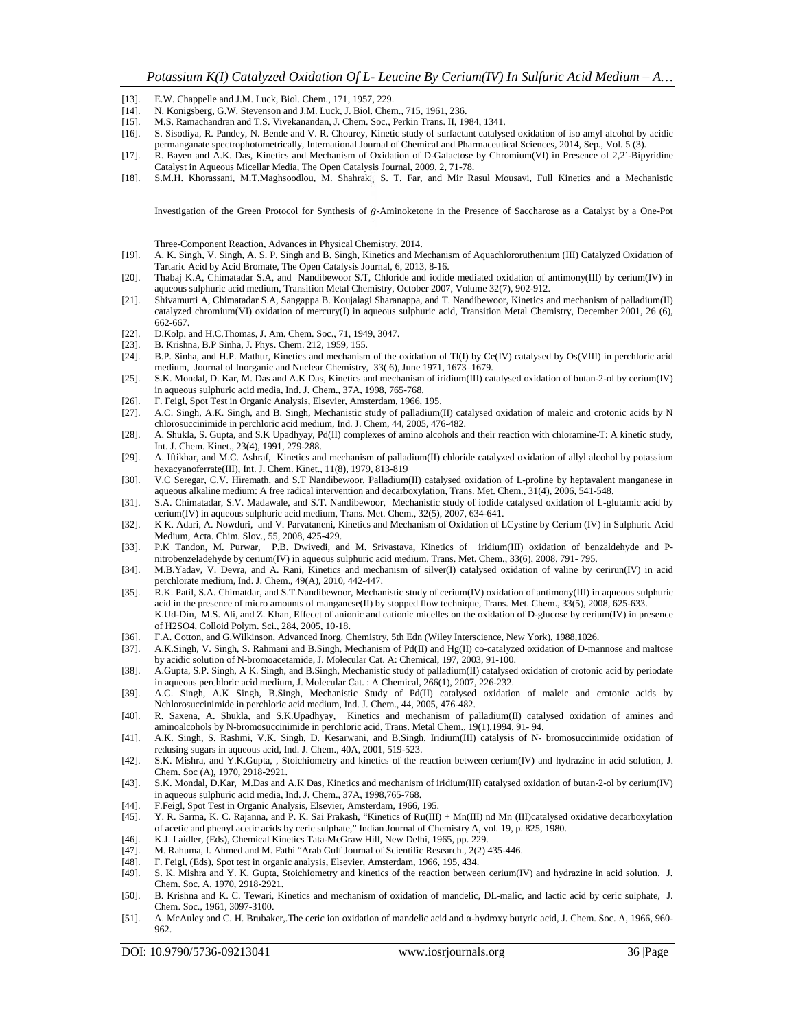[13]. E.W. Chappelle and J.M. Luck, Biol. Chem., 171, 1957, 229.

[14]. N. Konigsberg, G.W. Stevenson and J.M. Luck, J. Biol. Chem., 715, 1961, 236.

[15]. M.S. Ramachandran and T.S. Vivekanandan, J. Chem. Soc., Perkin Trans. II, 1984, 1341.

[16]. S. Sisodiya, R. Pandey, N. Bende and V. R. Chourey, Kinetic study of surfactant catalysed oxidation of iso amyl alcohol by acidic permanganate spectrophotometrically, International Journal of Chemical and Pharmaceutical Sciences, 2014, Sep., Vol. 5 (3).

[17]. R. Bayen and A.K. Das, Kinetics and Mechanism of Oxidation of D-Galactose by Chromium(VI) in Presence of 2,2´-Bipyridine Catalyst in Aqueous Micellar Media, The Open Catalysis Journal, 2009, 2, 71-78.

[18]. S.M.H. Khorassani, M.T.Maghsoodlou, M. Shahraki, S. T. Far, and Mir Rasul Mousavi, Full Kinetics and a Mechanistic Investigation of the Green Protocol for Synthesis of $\beta$-Aminoketone in the Presence of Saccharose as a Catalyst by a One-Pot Three-Component Reaction, Advances in Physical Chemistry, 2014.

[19]. A. K. Singh, V. Singh, A. S. P. Singh and B. Singh, Kinetics and Mechanism of Aquachlororuthenium (III) Catalyzed Oxidation of Tartaric Acid by Acid Bromate, The Open Catalysis Journal, 6, 2013, 8-16.

[20]. Thabaj K.A, Chimatadar S.A, and Nandibewoor S.T, Chloride and iodide mediated oxidation of antimony(III) by cerium(IV) in aqueous sulphuric acid medium, Transition Metal Chemistry, October 2007, Volume 32(7), 902-912.

[21]. Shivamurti A, Chimatadar S.A, Sangappa B. Koujalagi Sharanappa, and T. Nandibewoor, Kinetics and mechanism of palladium(II) catalyzed chromium(VI) oxidation of mercury(I) in aqueous sulphuric acid, Transition Metal Chemistry, December 2001, 26 (6), 662-667.

[22]. D.Kolp, and H.C.Thomas, J. Am. Chem. Soc., 71, 1949, 3047.

[23]. B. Krishna, B.P Sinha, J. Phys. Chem. 212, 1959, 155.

[24]. B.P. Sinha, and H.P. Mathur, Kinetics and mechanism of the oxidation of Tl(I) by Ce(IV) catalysed by Os(VIII) in perchloric acid medium, Journal of Inorganic and Nuclear Chemistry, 33( 6), June 1971, 1673–1679.

[25]. S.K. Mondal, D. Kar, M. Das and A.K Das, Kinetics and mechanism of iridium(III) catalysed oxidation of butan-2-ol by cerium(IV) in aqueous sulphuric acid media, Ind. J. Chem., 37A, 1998, 765-768.

[26]. F. Feigl, Spot Test in Organic Analysis, Elsevier, Amsterdam, 1966, 195.

[27]. A.C. Singh, A.K. Singh, and B. Singh, Mechanistic study of palladium(II) catalysed oxidation of maleic and crotonic acids by N chlorosuccinimide in perchloric acid medium, Ind. J. Chem, 44, 2005, 476-482.

[28]. A. Shukla, S. Gupta, and S.K Upadhyay, Pd(II) complexes of amino alcohols and their reaction with chloramine-T: A kinetic study, Int. J. Chem. Kinet., 23(4), 1991, 279-288.

[29]. A. Iftikhar, and M.C. Ashraf, Kinetics and mechanism of palladium(II) chloride catalyzed oxidation of allyl alcohol by potassium hexacyanoferrate(III), Int. J. Chem. Kinet., 11(8), 1979, 813-819

[30]. V.C Seregar, C.V. Hiremath, and S.T Nandibewoor, Palladium(II) catalysed oxidation of L-proline by heptavalent manganese in aqueous alkaline medium: A free radical intervention and decarboxylation, Trans. Met. Chem., 31(4), 2006, 541-548.

[31]. S.A. Chimatadar, S.V. Madawale, and S.T. Nandibewoor, Mechanistic study of iodide catalysed oxidation of L-glutamic acid by cerium(IV) in aqueous sulphuric acid medium, Trans. Met. Chem., 32(5), 2007, 634-641.

[32]. K K. Adari, A. Nowduri, and V. Parvataneni, Kinetics and Mechanism of Oxidation of LCystine by Cerium (IV) in Sulphuric Acid Medium, Acta. Chim. Slov., 55, 2008, 425-429.

[33]. P.K Tandon, M. Purwar, P.B. Dwivedi, and M. Srivastava, Kinetics of iridium(III) oxidation of benzaldehyde and P-nitrobenzeladehyde by cerium(IV) in aqueous sulphuric acid medium, Trans. Met. Chem., 33(6), 2008, 791- 795.

[34]. M.B.Yadav, V. Devra, and A. Rani, Kinetics and mechanism of silver(I) catalysed oxidation of valine by cerirun(IV) in acid perchlorate medium, Ind. J. Chem., 49(A), 2010, 442-447.

[35]. R.K. Patil, S.A. Chimatdar, and S.T.Nandibewoor, Mechanistic study of cerium(IV) oxidation of antimony(III) in aqueous sulphuric acid in the presence of micro amounts of manganese(II) by stopped flow technique, Trans. Met. Chem., 33(5), 2008, 625-633.
K.Ud-Din, M.S. Ali, and Z. Khan, Effecct of anionic and cationic micelles on the oxidation of D-glucose by cerium(IV) in presence of H2SO4, Colloid Polym. Sci., 284, 2005, 10-18.

[36]. F.A. Cotton, and G.Wilkinson, Advanced Inorg. Chemistry, 5th Edn (Wiley Interscience, New York), 1988,1026.

[37]. A.K.Singh, V. Singh, S. Rahmani and B.Singh, Mechanism of Pd(II) and Hg(II) co-catalyzed oxidation of D-mannose and maltose by acidic solution of N-bromoacetamide, J. Molecular Cat. A: Chemical, 197, 2003, 91-100.

[38]. A.Gupta, S.P. Singh, A K. Singh, and B.Singh, Mechanistic study of palladium(II) catalysed oxidation of crotonic acid by periodate in aqueous perchloric acid medium, J. Molecular Cat. : A Chemical, 266(1), 2007, 226-232.

[39]. A.C. Singh, A.K Singh, B.Singh, Mechanistic Study of Pd(II) catalysed oxidation of maleic and crotonic acids by Nchlorosuccinimide in perchloric acid medium, Ind. J. Chem., 44, 2005, 476-482.

[40]. R. Saxena, A. Shukla, and S.K.Upadhyay, Kinetics and mechanism of palladium(II) catalysed oxidation of amines and aminoalcohols by N-bromosuccinimide in perchloric acid, Trans. Metal Chem., 19(1),1994, 91- 94.

[41]. A.K. Singh, S. Rashmi, V.K. Singh, D. Kesarwani, and B.Singh, Iridium(III) catalysis of N- bromosuccinimide oxidation of redusing sugars in aqueous acid, Ind. J. Chem., 40A, 2001, 519-523.

[42]. S.K. Mishra, and Y.K.Gupta, , Stoichiometry and kinetics of the reaction between cerium(IV) and hydrazine in acid solution, J. Chem. Soc (A), 1970, 2918-2921.

[43]. S.K. Mondal, D.Kar, M.Das and A.K Das, Kinetics and mechanism of iridium(III) catalysed oxidation of butan-2-ol by cerium(IV) in aqueous sulphuric acid media, Ind. J. Chem., 37A, 1998,765-768.

[44]. F.Feigl, Spot Test in Organic Analysis, Elsevier, Amsterdam, 1966, 195.

[45]. Y. R. Sarma, K. C. Rajanna, and P. K. Sai Prakash, "Kinetics of Ru(III) + Mn(III) nd Mn (III)catalysed oxidative decarboxylation of acetic and phenyl acetic acids by ceric sulphate," Indian Journal of Chemistry A, vol. 19, p. 825, 1980.

[46]. K.J. Laidler, (Eds), Chemical Kinetics Tata-McGraw Hill, New Delhi, 1965, pp. 229.

[47]. M. Rahuma, I. Ahmed and M. Fathi "Arab Gulf Journal of Scientific Research., 2(2) 435-446.

[48]. F. Feigl, (Eds), Spot test in organic analysis, Elsevier, Amsterdam, 1966, 195, 434.

[49]. S. K. Mishra and Y. K. Gupta, Stoichiometry and kinetics of the reaction between cerium(IV) and hydrazine in acid solution, J. Chem. Soc. A, 1970, 2918-2921.

[50]. B. Krishna and K. C. Tewari, Kinetics and mechanism of oxidation of mandelic, DL-malic, and lactic acid by ceric sulphate, J. Chem. Soc., 1961, 3097-3100.

[51]. A. McAuley and C. H. Brubaker,.The ceric ion oxidation of mandelic acid and α-hydroxy butyric acid, J. Chem. Soc. A, 1966, 960-962.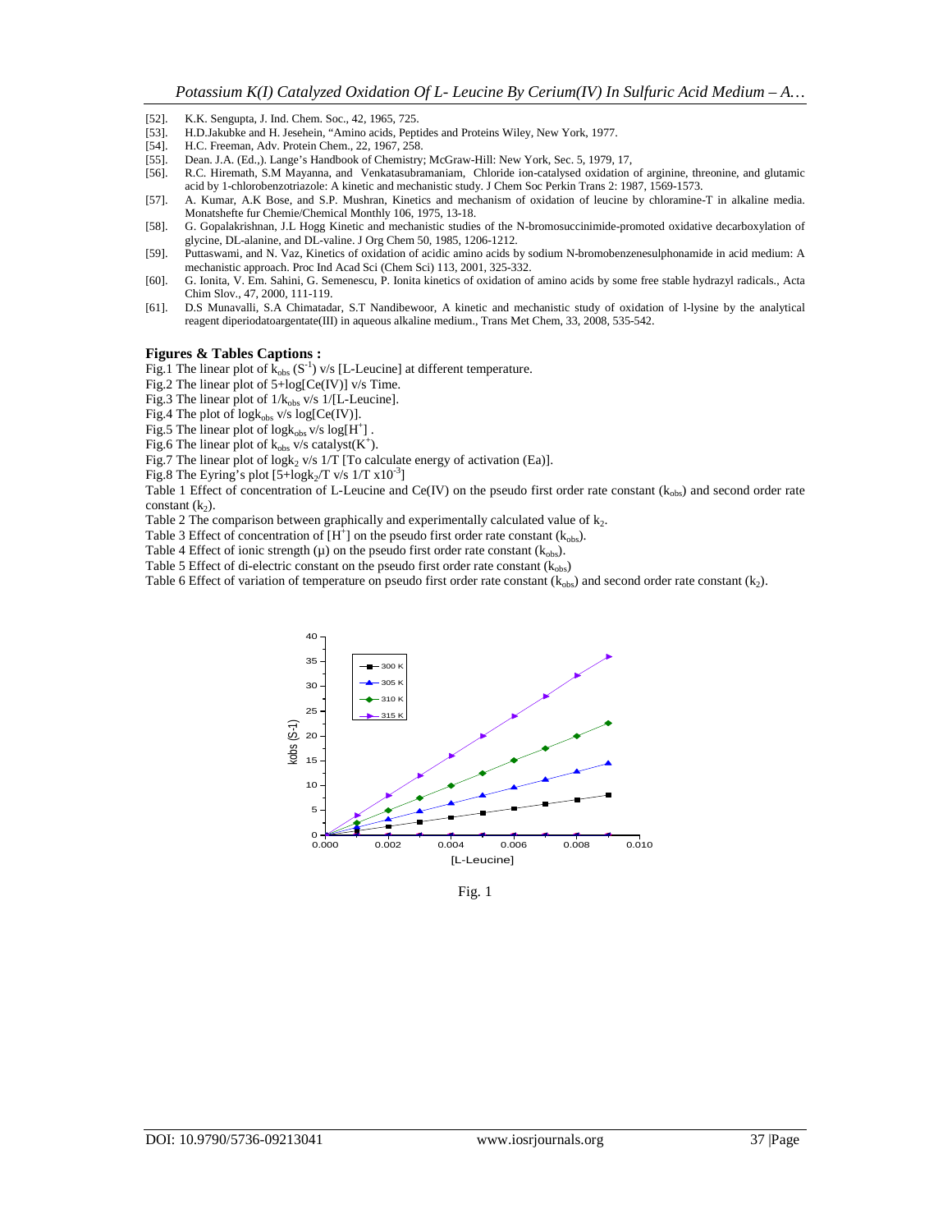[52]. K.K. Sengupta, J. Ind. Chem. Soc., 42, 1965, 725.

[53]. H.D.Jakubke and H. Jesehein, "Amino acids, Peptides and Proteins Wiley, New York, 1977.

[54]. H.C. Freeman, Adv. Protein Chem., 22, 1967, 258.

[55]. Dean. J.A. (Ed.,). Lange's Handbook of Chemistry; McGraw-Hill: New York, Sec. 5, 1979, 17,

[56]. R.C. Hiremath, S.M Mayanna, and Venkatasubramaniam, Chloride ion-catalysed oxidation of arginine, threonine, and glutamic acid by 1-chlorobenzotriazole: A kinetic and mechanistic study. J Chem Soc Perkin Trans 2: 1987, 1569-1573.

[57]. A. Kumar, A.K Bose, and S.P. Mushran, Kinetics and mechanism of oxidation of leucine by chloramine-T in alkaline media. Monatshefte fur Chemie/Chemical Monthly 106, 1975, 13-18.

[58]. G. Gopalakrishnan, J.L Hogg Kinetic and mechanistic studies of the N-bromosuccinimide-promoted oxidative decarboxylation of glycine, DL-alanine, and DL-valine. J Org Chem 50, 1985, 1206-1212.

[59]. Puttaswami, and N. Vaz, Kinetics of oxidation of acidic amino acids by sodium N-bromobenzenesulphonamide in acid medium: A mechanistic approach. Proc Ind Acad Sci (Chem Sci) 113, 2001, 325-332.

[60]. G. Ionita, V. Em. Sahini, G. Semenescu, P. Ionita kinetics of oxidation of amino acids by some free stable hydrazyl radicals., Acta Chim Slov., 47, 2000, 111-119.

[61]. D.S Munavalli, S.A Chimatadar, S.T Nandibewoor, A kinetic and mechanistic study of oxidation of l-lysine by the analytical reagent diperiodatoargentate(III) in aqueous alkaline medium., Trans Met Chem, 33, 2008, 535-542.

### Figures & Tables Captions :

Fig.1 The linear plot of $k_{obs}$ ($S^{-1}$) v/s [L-Leucine] at different temperature.

Fig.2 The linear plot of 5+log[Ce(IV)] v/s Time.

Fig.3 The linear plot of $1/k_{obs}$ v/s 1/[L-Leucine].

Fig.4 The plot of $\log k_{obs}$ v/s log[Ce(IV)].

Fig.5 The linear plot of $\log k_{obs}$ v/s $\log[H^+]$ .

Fig.6 The linear plot of $k_{obs}$ v/s catalyst($K^+$).

Fig.7 The linear plot of $\log k_2$ v/s 1/T [To calculate energy of activation (Ea)].

Fig.8 The Eyring's plot [$5+\log k_2/T$ v/s $1/T \times 10^{-3}$]

Table 1 Effect of concentration of L-Leucine and Ce(IV) on the pseudo first order rate constant ($k_{obs}$) and second order rate constant ($k_2$).

Table 2 The comparison between graphically and experimentally calculated value of $k_2$.

Table 3 Effect of concentration of $[H^+]$ on the pseudo first order rate constant ($k_{obs}$).

Table 4 Effect of ionic strength (μ) on the pseudo first order rate constant ($k_{obs}$).

Table 5 Effect of di-electric constant on the pseudo first order rate constant ($k_{obs}$)

Table 6 Effect of variation of temperature on pseudo first order rate constant ($k_{obs}$) and second order rate constant ($k_2$).

Fig. 1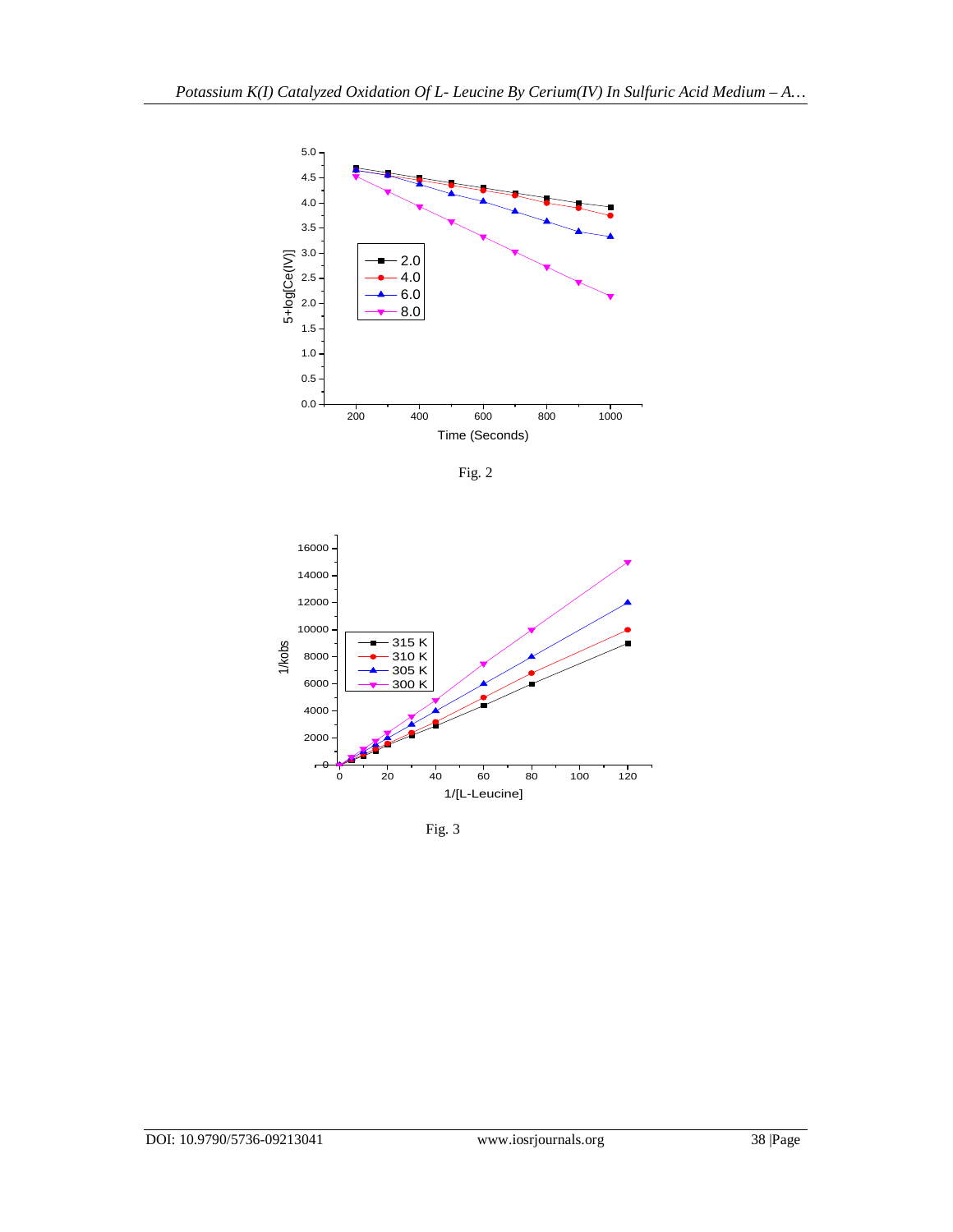Fig. 2

Fig. 3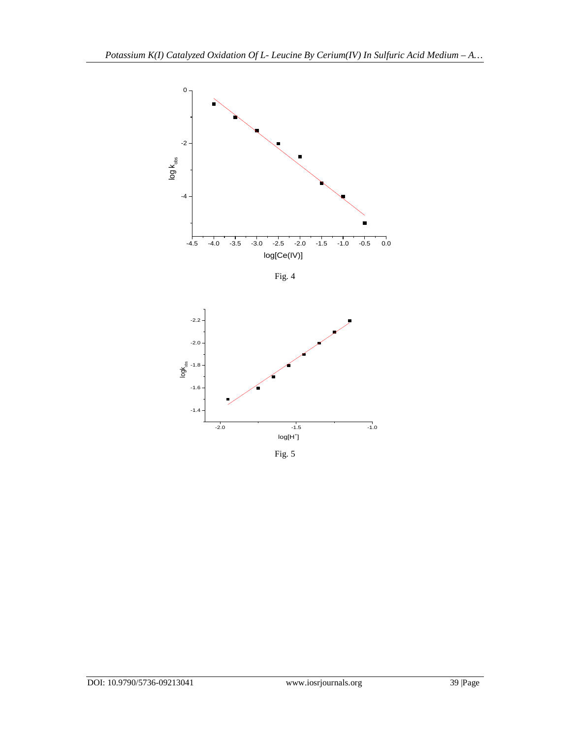Fig. 4

Fig. 5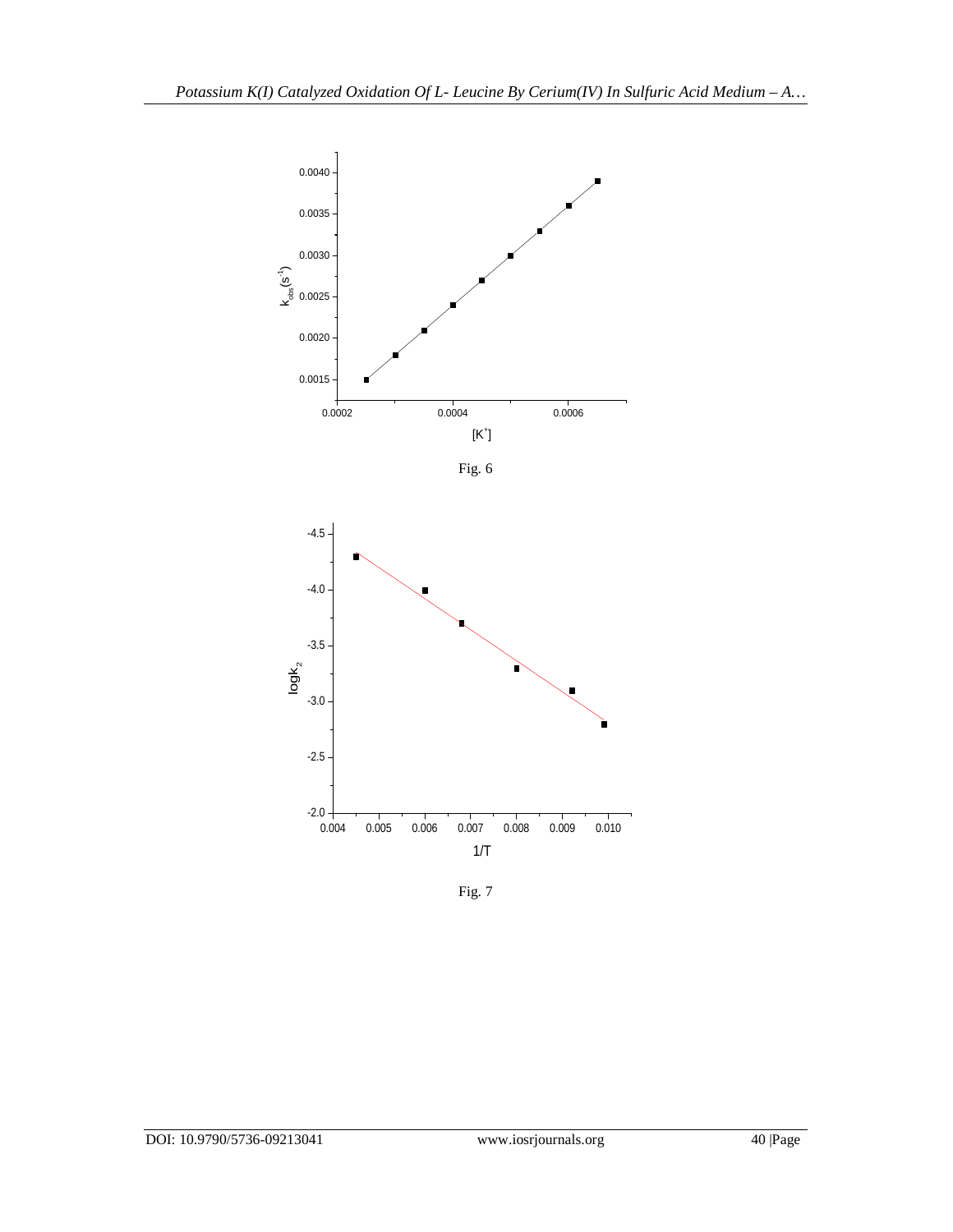Fig. 6

Fig. 7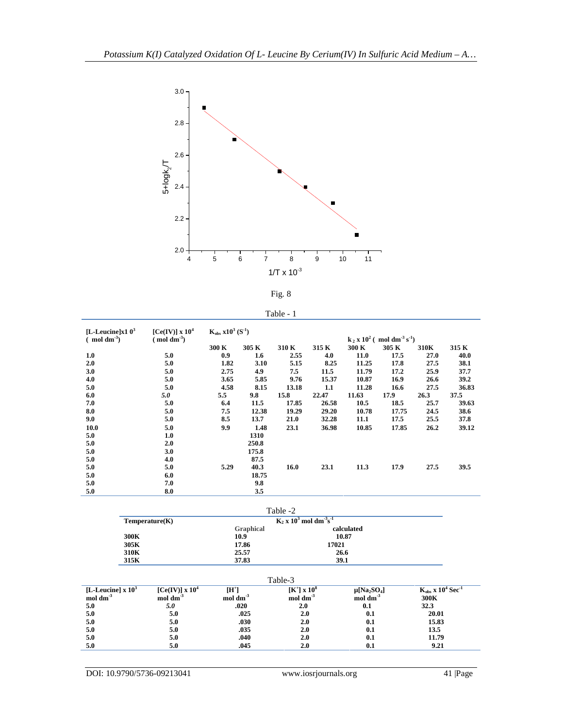Fig. 8

Table - 1

| [L-Leucine]x1 $0^3$ ( mol $dm^{-3}$) | [Ce(IV)] x $10^4$ ( mol $dm^{-3}$) | $K_{obs}$ x$10^3$ ($S^{-1}$) | | | | $k_2$ x $10^2$ ( mol $dm^{-3}$ $s^{-1}$) | | | |
|---|---|---|---|---|---|---|---|---|---|
| | | 300 K | 305 K | 310 K | 315 K | 300 K | 305 K | 310K | 315 K |
| 1.0 | 5.0 | 0.9 | 1.6 | 2.55 | 4.0 | 11.0 | 17.5 | 27.0 | 40.0 |
| 2.0 | 5.0 | 1.82 | 3.10 | 5.15 | 8.25 | 11.25 | 17.8 | 27.5 | 38.1 |
| 3.0 | 5.0 | 2.75 | 4.9 | 7.5 | 11.5 | 11.79 | 17.2 | 25.9 | 37.7 |
| 4.0 | 5.0 | 3.65 | 5.85 | 9.76 | 15.37 | 10.87 | 16.9 | 26.6 | 39.2 |
| 5.0 | 5.0 | 4.58 | 8.15 | 13.18 | 1.1 | 11.28 | 16.6 | 27.5 | 36.83 |
| 6.0 | *5.0* | 5.5 | 9.8 | 15.8 | 22.47 | 11.63 | 17.9 | 26.3 | 37.5 |
| 7.0 | 5.0 | 6.4 | 11.5 | 17.85 | 26.58 | 10.5 | 18.5 | 25.7 | 39.63 |
| 8.0 | 5.0 | 7.5 | 12.38 | 19.29 | 29.20 | 10.78 | 17.75 | 24.5 | 38.6 |
| 9.0 | 5.0 | 8.5 | 13.7 | 21.0 | 32.28 | 11.1 | 17.5 | 25.5 | 37.8 |
| 10.0 | 5.0 | 9.9 | 1.48 | 23.1 | 36.98 | 10.85 | 17.85 | 26.2 | 39.12 |
| 5.0 | 1.0 | | 1310 | | | | | | |
| 5.0 | 2.0 | | 250.8 | | | | | | |
| 5.0 | 3.0 | | 175.8 | | | | | | |
| 5.0 | 4.0 | | 87.5 | | | | | | |
| 5.0 | 5.0 | 5.29 | 40.3 | 16.0 | 23.1 | 11.3 | 17.9 | 27.5 | 39.5 |
| 5.0 | 6.0 | | 18.75 | | | | | | |
| 5.0 | 7.0 | | 9.8 | | | | | | |
| 5.0 | 8.0 | | 3.5 | | | | | | |

Table -2

| Temperature(K) | $K_2$ x $10^3$ mol $dm^{-3}s^{-1}$ | |
|---|---|---|
| | Graphical | calculated |
| 300K | 10.9 | 10.87 |
| 305K | 17.86 | 17021 |
| 310K | 25.57 | 26.6 |
| 315K | 37.83 | 39.1 |

Table-3

| [L-Leucine] x $10^3$ mol $dm^{-3}$ | [Ce(IV)] x $10^4$ mol $dm^{-3}$ | [$H^+$] mol $dm^{-3}$ | [$K^+$] x $10^8$ mol $dm^{-3}$ | μ[$Na_2SO_4$] mol $dm^{-3}$ | $K_{obs}$ x $10^4$ $Sec^{-1}$ 300K |
|---|---|---|---|---|---|
| 5.0 | *5.0* | .020 | 2.0 | 0.1 | 32.3 |
| 5.0 | 5.0 | .025 | 2.0 | 0.1 | 20.01 |
| 5.0 | 5.0 | .030 | 2.0 | 0.1 | 15.83 |
| 5.0 | 5.0 | .035 | 2.0 | 0.1 | 13.5 |
| 5.0 | 5.0 | .040 | 2.0 | 0.1 | 11.79 |
| 5.0 | 5.0 | .045 | 2.0 | 0.1 | 9.21 |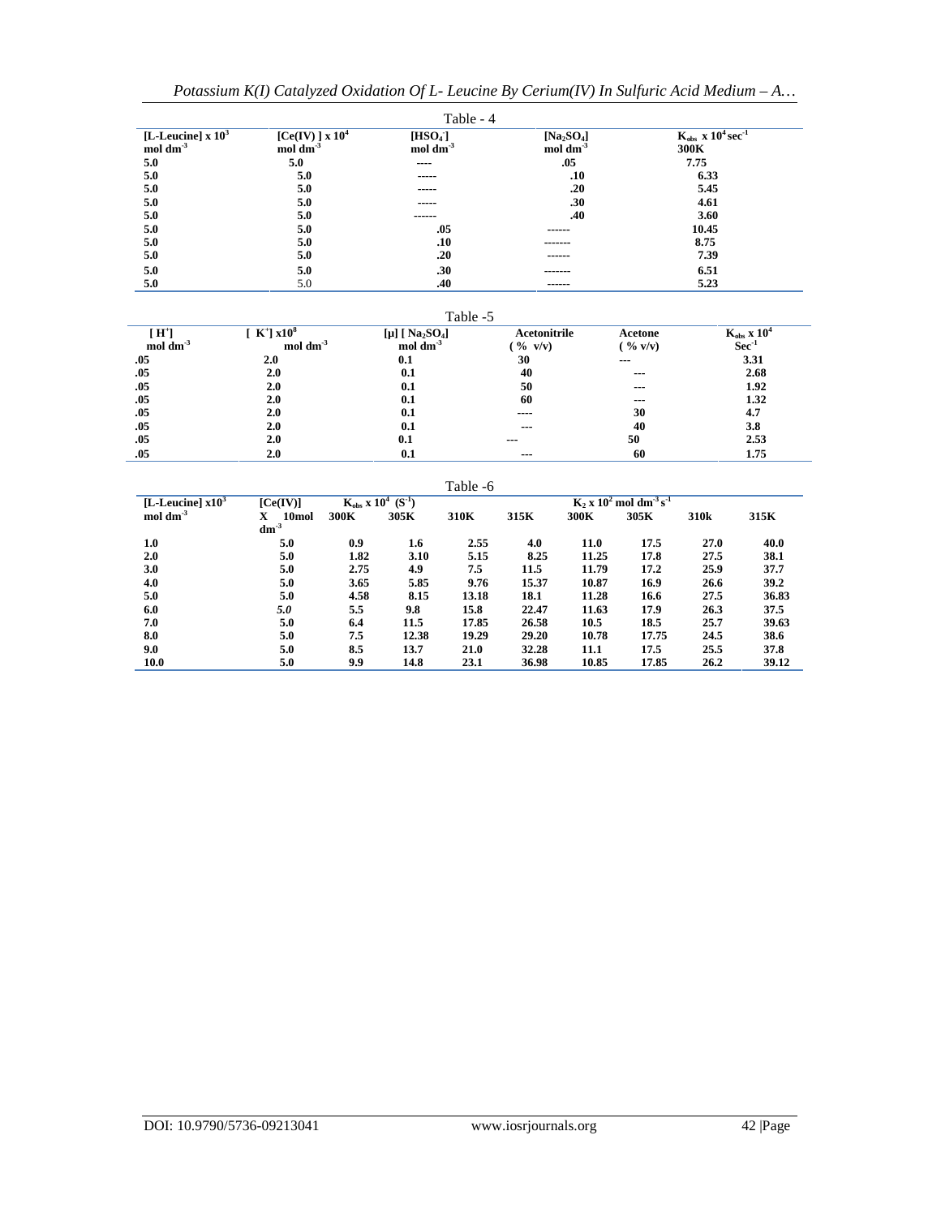Table - 4

| [L-Leucine] x $10^3$ mol $dm^{-3}$ | [Ce(IV) ] x $10^4$ mol $dm^{-3}$ | [$HSO_4^-$] mol $dm^{-3}$ | [$Na_2SO_4$] mol $dm^{-3}$ | $K_{obs}$ x $10^4$ $sec^{-1}$ 300K |
|---|---|---|---|---|
| 5.0 | 5.0 | ---- | .05 | 7.75 |
| 5.0 | 5.0 | ----- | .10 | 6.33 |
| 5.0 | 5.0 | ----- | .20 | 5.45 |
| 5.0 | 5.0 | ----- | .30 | 4.61 |
| 5.0 | 5.0 | ------ | .40 | 3.60 |
| 5.0 | 5.0 | .05 | ------ | 10.45 |
| 5.0 | 5.0 | .10 | ------- | 8.75 |
| 5.0 | 5.0 | .20 | ------ | 7.39 |
| 5.0 | 5.0 | .30 | ------- | 6.51 |
| 5.0 | 5.0 | .40 | ------ | 5.23 |

Table -5

| [ $H^+$] mol $dm^{-3}$ | [ $K^+$] x$10^8$ mol $dm^{-3}$ | [μ] [ $Na_2SO_4$] mol $dm^{-3}$ | Acetonitrile ( % v/v) | Acetone ( % v/v) | $K_{obs}$ x $10^4$ $Sec^{-1}$ |
|---|---|---|---|---|---|
| .05 | 2.0 | 0.1 | 30 | --- | 3.31 |
| .05 | 2.0 | 0.1 | 40 | --- | 2.68 |
| .05 | 2.0 | 0.1 | 50 | --- | 1.92 |
| .05 | 2.0 | 0.1 | 60 | --- | 1.32 |
| .05 | 2.0 | 0.1 | ---- | 30 | 4.7 |
| .05 | 2.0 | 0.1 | --- | 40 | 3.8 |
| .05 | 2.0 | 0.1 | --- | 50 | 2.53 |
| .05 | 2.0 | 0.1 | --- | 60 | 1.75 |

Table -6

| [L-Leucine] x$10^3$ mol $dm^{-3}$ | [Ce(IV)] X 10mol $dm^{-3}$ | $K_{obs}$ x $10^4$ ($S^{-1}$) | | | | $K_2$ x $10^2$ mol $dm^{-3}$ $s^{-1}$ | | | |
|---|---|---|---|---|---|---|---|---|---|
| | | 300K | 305K | 310K | 315K | 300K | 305K | 310k | 315K |
| 1.0 | 5.0 | 0.9 | 1.6 | 2.55 | 4.0 | 11.0 | 17.5 | 27.0 | 40.0 |
| 2.0 | 5.0 | 1.82 | 3.10 | 5.15 | 8.25 | 11.25 | 17.8 | 27.5 | 38.1 |
| 3.0 | 5.0 | 2.75 | 4.9 | 7.5 | 11.5 | 11.79 | 17.2 | 25.9 | 37.7 |
| 4.0 | 5.0 | 3.65 | 5.85 | 9.76 | 15.37 | 10.87 | 16.9 | 26.6 | 39.2 |
| 5.0 | 5.0 | 4.58 | 8.15 | 13.18 | 18.1 | 11.28 | 16.6 | 27.5 | 36.83 |
| 6.0 | 5.0 | 5.5 | 9.8 | 15.8 | 22.47 | 11.63 | 17.9 | 26.3 | 37.5 |
| 7.0 | 5.0 | 6.4 | 11.5 | 17.85 | 26.58 | 10.5 | 18.5 | 25.7 | 39.63 |
| 8.0 | 5.0 | 7.5 | 12.38 | 19.29 | 29.20 | 10.78 | 17.75 | 24.5 | 38.6 |
| 9.0 | 5.0 | 8.5 | 13.7 | 21.0 | 32.28 | 11.1 | 17.5 | 25.5 | 37.8 |
| 10.0 | 5.0 | 9.9 | 14.8 | 23.1 | 36.98 | 10.85 | 17.85 | 26.2 | 39.12 |